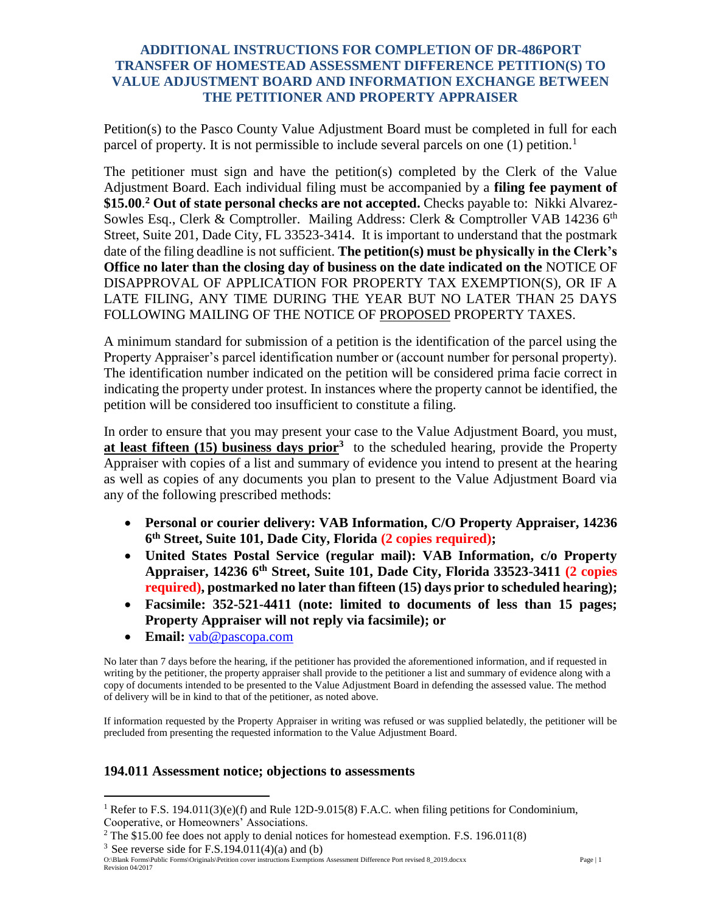# ADDITIONAL INSTRUCTIONS FOR COMPLETION OF DR-486PORT TRANSFER OF HOMESTEAD ASSESSMENT DIFFERENCE PETITION(S) TO VALUE ADJUSTMENT BOARD AND INFORMATION EXCHANGE BETWEEN THE PETITIONER AND PROPERTY APPRAISER

Petition(s) to the Pasco County Value Adjustment Board must be completed in full for each parcel of property. It is not permissible to include several parcels on one (1) petition.[1]

The petitioner must sign and have the petition(s) completed by the Clerk of the Value Adjustment Board. Each individual filing must be accompanied by a **filing fee payment of $15.00**.[2] **Out of state personal checks are not accepted.** Checks payable to: Nikki Alvarez-Sowles Esq., Clerk & Comptroller. Mailing Address: Clerk & Comptroller VAB 14236 6th Street, Suite 201, Dade City, FL 33523-3414. It is important to understand that the postmark date of the filing deadline is not sufficient. **The petition(s) must be physically in the Clerk's Office no later than the closing day of business on the date indicated on the** NOTICE OF DISAPPROVAL OF APPLICATION FOR PROPERTY TAX EXEMPTION(S), OR IF A LATE FILING, ANY TIME DURING THE YEAR BUT NO LATER THAN 25 DAYS FOLLOWING MAILING OF THE NOTICE OF PROPOSED PROPERTY TAXES.

A minimum standard for submission of a petition is the identification of the parcel using the Property Appraiser's parcel identification number or (account number for personal property). The identification number indicated on the petition will be considered prima facie correct in indicating the property under protest. In instances where the property cannot be identified, the petition will be considered too insufficient to constitute a filing.

In order to ensure that you may present your case to the Value Adjustment Board, you must, **at least fifteen (15) business days prior**[3] to the scheduled hearing, provide the Property Appraiser with copies of a list and summary of evidence you intend to present at the hearing as well as copies of any documents you plan to present to the Value Adjustment Board via any of the following prescribed methods:

- **Personal or courier delivery: VAB Information, C/O Property Appraiser, 14236 6th Street, Suite 101, Dade City, Florida (2 copies required);**
- **United States Postal Service (regular mail): VAB Information, c/o Property Appraiser, 14236 6th Street, Suite 101, Dade City, Florida 33523-3411 (2 copies required), postmarked no later than fifteen (15) days prior to scheduled hearing);**
- **Facsimile: 352-521-4411 (note: limited to documents of less than 15 pages; Property Appraiser will not reply via facsimile); or**
- **Email:** vab@pascopa.com

No later than 7 days before the hearing, if the petitioner has provided the aforementioned information, and if requested in writing by the petitioner, the property appraiser shall provide to the petitioner a list and summary of evidence along with a copy of documents intended to be presented to the Value Adjustment Board in defending the assessed value. The method of delivery will be in kind to that of the petitioner, as noted above.

If information requested by the Property Appraiser in writing was refused or was supplied belatedly, the petitioner will be precluded from presenting the requested information to the Value Adjustment Board.

## 194.011 Assessment notice; objections to assessments

---

[1] Refer to F.S. 194.011(3)(e)(f) and Rule 12D-9.015(8) F.A.C. when filing petitions for Condominium, Cooperative, or Homeowners' Associations.

[2] The $15.00 fee does not apply to denial notices for homestead exemption. F.S. 196.011(8)

[3] See reverse side for F.S.194.011(4)(a) and (b)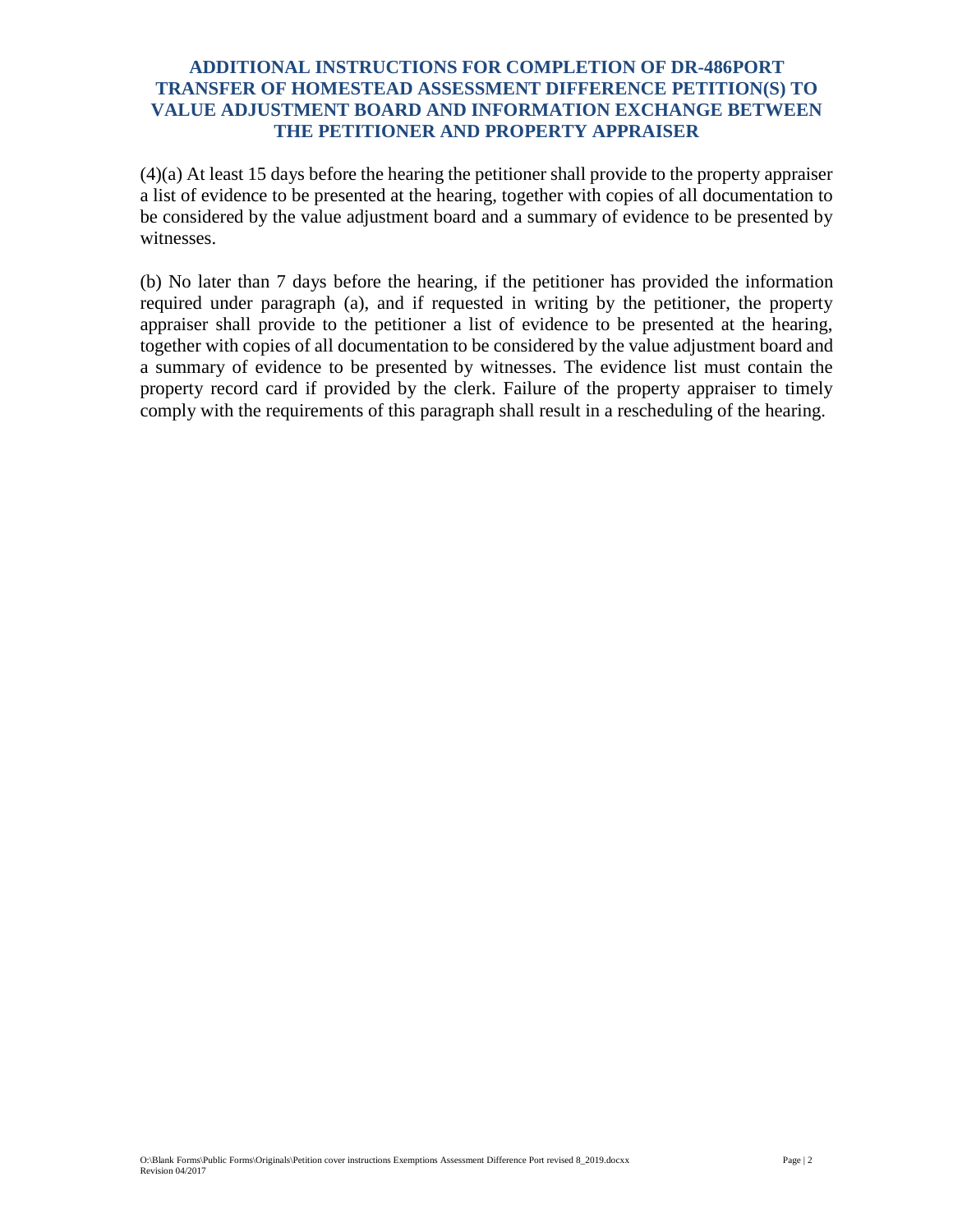## ADDITIONAL INSTRUCTIONS FOR COMPLETION OF DR-486PORT TRANSFER OF HOMESTEAD ASSESSMENT DIFFERENCE PETITION(S) TO VALUE ADJUSTMENT BOARD AND INFORMATION EXCHANGE BETWEEN THE PETITIONER AND PROPERTY APPRAISER

(4)(a) At least 15 days before the hearing the petitioner shall provide to the property appraiser a list of evidence to be presented at the hearing, together with copies of all documentation to be considered by the value adjustment board and a summary of evidence to be presented by witnesses.

(b) No later than 7 days before the hearing, if the petitioner has provided the information required under paragraph (a), and if requested in writing by the petitioner, the property appraiser shall provide to the petitioner a list of evidence to be presented at the hearing, together with copies of all documentation to be considered by the value adjustment board and a summary of evidence to be presented by witnesses. The evidence list must contain the property record card if provided by the clerk. Failure of the property appraiser to timely comply with the requirements of this paragraph shall result in a rescheduling of the hearing.